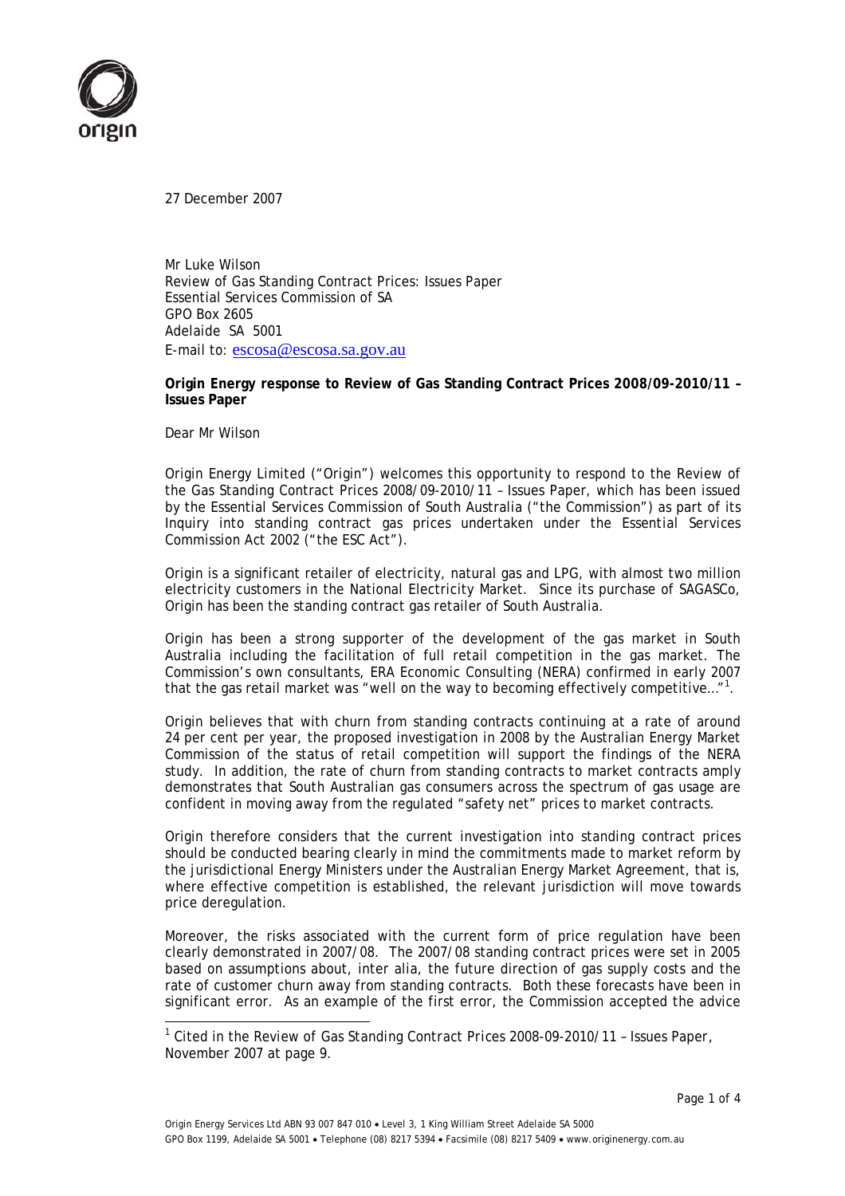27 December 2007

Mr Luke Wilson
Review of Gas Standing Contract Prices: Issues Paper
Essential Services Commission of SA
GPO Box 2605
Adelaide SA 5001
E-mail to: escosa@escosa.sa.gov.au

**Origin Energy response to Review of Gas Standing Contract Prices 2008/09-2010/11 – Issues Paper**

Dear Mr Wilson

Origin Energy Limited ("Origin") welcomes this opportunity to respond to the Review of the Gas Standing Contract Prices 2008/09-2010/11 – Issues Paper, which has been issued by the Essential Services Commission of South Australia ("the Commission") as part of its Inquiry into standing contract gas prices undertaken under the Essential Services Commission Act 2002 ("the ESC Act").

Origin is a significant retailer of electricity, natural gas and LPG, with almost two million electricity customers in the National Electricity Market. Since its purchase of SAGASCo, Origin has been the standing contract gas retailer of South Australia.

Origin has been a strong supporter of the development of the gas market in South Australia including the facilitation of full retail competition in the gas market. The Commission's own consultants, ERA Economic Consulting (NERA) confirmed in early 2007 that the gas retail market was "well on the way to becoming effectively competitive…"[1].

Origin believes that with churn from standing contracts continuing at a rate of around 24 per cent per year, the proposed investigation in 2008 by the Australian Energy Market Commission of the status of retail competition will support the findings of the NERA study. In addition, the rate of churn from standing contracts to market contracts amply demonstrates that South Australian gas consumers across the spectrum of gas usage are confident in moving away from the regulated "safety net" prices to market contracts.

Origin therefore considers that the current investigation into standing contract prices should be conducted bearing clearly in mind the commitments made to market reform by the jurisdictional Energy Ministers under the Australian Energy Market Agreement, that is, where effective competition is established, the relevant jurisdiction will move towards price deregulation.

Moreover, the risks associated with the current form of price regulation have been clearly demonstrated in 2007/08. The 2007/08 standing contract prices were set in 2005 based on assumptions about, inter alia, the future direction of gas supply costs and the rate of customer churn away from standing contracts. Both these forecasts have been in significant error. As an example of the first error, the Commission accepted the advice

---

[1] Cited in the Review of Gas Standing Contract Prices 2008-09-2010/11 – Issues Paper, November 2007 at page 9.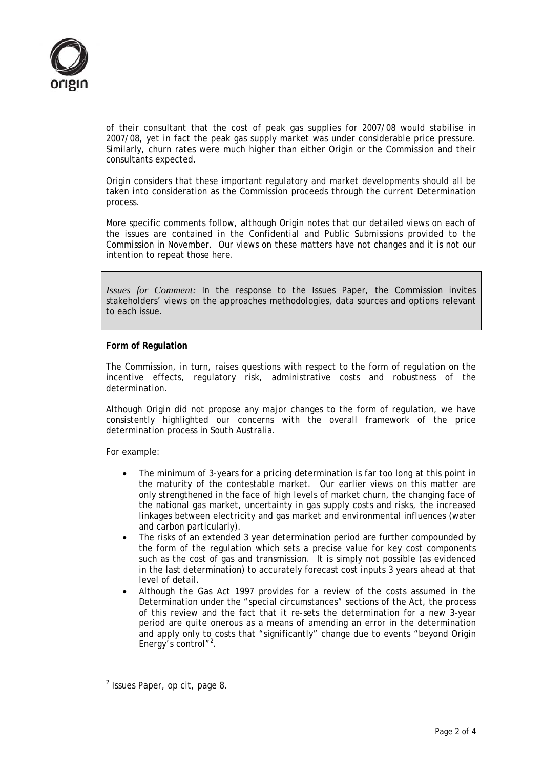of their consultant that the cost of peak gas supplies for 2007/08 would stabilise in 2007/08, yet in fact the peak gas supply market was under considerable price pressure. Similarly, churn rates were much higher than either Origin or the Commission and their consultants expected.

Origin considers that these important regulatory and market developments should all be taken into consideration as the Commission proceeds through the current Determination process.

More specific comments follow, although Origin notes that our detailed views on each of the issues are contained in the Confidential and Public Submissions provided to the Commission in November. Our views on these matters have not changes and it is not our intention to repeat those here.

> *Issues for Comment:* In the response to the Issues Paper, the Commission invites stakeholders' views on the approaches methodologies, data sources and options relevant to each issue.

**Form of Regulation**

The Commission, in turn, raises questions with respect to the form of regulation on the incentive effects, regulatory risk, administrative costs and robustness of the determination.

Although Origin did not propose any major changes to the form of regulation, we have consistently highlighted our concerns with the overall framework of the price determination process in South Australia.

For example:

- The minimum of 3-years for a pricing determination is far too long at this point in the maturity of the contestable market. Our earlier views on this matter are only strengthened in the face of high levels of market churn, the changing face of the national gas market, uncertainty in gas supply costs and risks, the increased linkages between electricity and gas market and environmental influences (water and carbon particularly).
- The risks of an extended 3 year determination period are further compounded by the form of the regulation which sets a precise value for key cost components such as the cost of gas and transmission. It is simply not possible (as evidenced in the last determination) to accurately forecast cost inputs 3 years ahead at that level of detail.
- Although the Gas Act 1997 provides for a review of the costs assumed in the Determination under the "special circumstances" sections of the Act, the process of this review and the fact that it re-sets the determination for a new 3-year period are quite onerous as a means of amending an error in the determination and apply only to costs that "significantly" change due to events "beyond Origin Energy's control"[2].

[2] Issues Paper, op cit, page 8.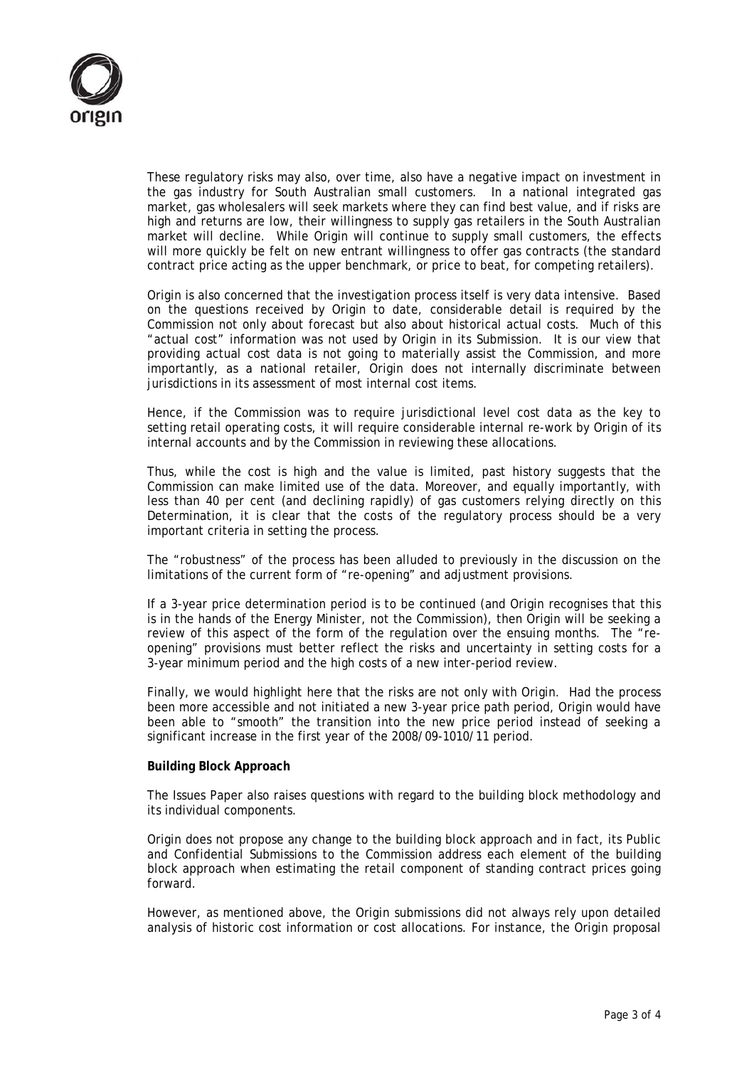These regulatory risks may also, over time, also have a negative impact on investment in the gas industry for South Australian small customers. In a national integrated gas market, gas wholesalers will seek markets where they can find best value, and if risks are high and returns are low, their willingness to supply gas retailers in the South Australian market will decline. While Origin will continue to supply small customers, the effects will more quickly be felt on new entrant willingness to offer gas contracts (the standard contract price acting as the upper benchmark, or price to beat, for competing retailers).

Origin is also concerned that the investigation process itself is very data intensive. Based on the questions received by Origin to date, considerable detail is required by the Commission not only about forecast but also about historical actual costs. Much of this "actual cost" information was not used by Origin in its Submission. It is our view that providing actual cost data is not going to materially assist the Commission, and more importantly, as a national retailer, Origin does not internally discriminate between jurisdictions in its assessment of most internal cost items.

Hence, if the Commission was to require jurisdictional level cost data as the key to setting retail operating costs, it will require considerable internal re-work by Origin of its internal accounts and by the Commission in reviewing these allocations.

Thus, while the cost is high and the value is limited, past history suggests that the Commission can make limited use of the data. Moreover, and equally importantly, with less than 40 per cent (and declining rapidly) of gas customers relying directly on this Determination, it is clear that the costs of the regulatory process should be a very important criteria in setting the process.

The "robustness" of the process has been alluded to previously in the discussion on the limitations of the current form of "re-opening" and adjustment provisions.

If a 3-year price determination period is to be continued (and Origin recognises that this is in the hands of the Energy Minister, not the Commission), then Origin will be seeking a review of this aspect of the form of the regulation over the ensuing months. The "re-opening" provisions must better reflect the risks and uncertainty in setting costs for a 3-year minimum period and the high costs of a new inter-period review.

Finally, we would highlight here that the risks are not only with Origin. Had the process been more accessible and not initiated a new 3-year price path period, Origin would have been able to "smooth" the transition into the new price period instead of seeking a significant increase in the first year of the 2008/09-1010/11 period.

**Building Block Approach**

The Issues Paper also raises questions with regard to the building block methodology and its individual components.

Origin does not propose any change to the building block approach and in fact, its Public and Confidential Submissions to the Commission address each element of the building block approach when estimating the retail component of standing contract prices going forward.

However, as mentioned above, the Origin submissions did not always rely upon detailed analysis of historic cost information or cost allocations. For instance, the Origin proposal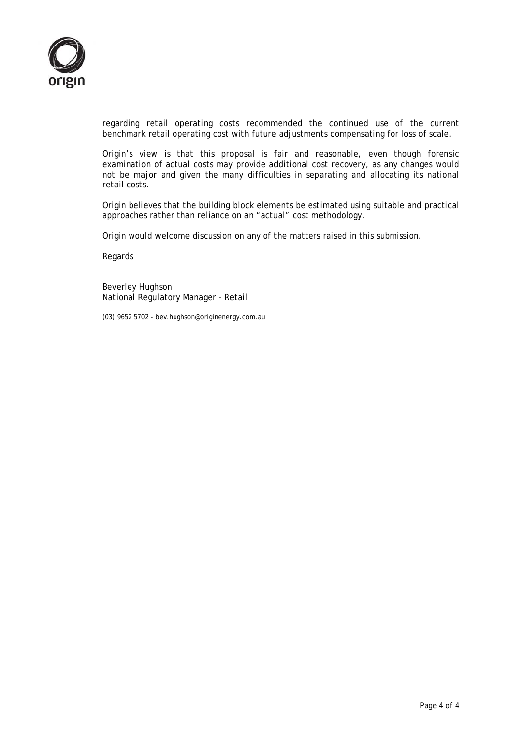regarding retail operating costs recommended the continued use of the current benchmark retail operating cost with future adjustments compensating for loss of scale.

Origin's view is that this proposal is fair and reasonable, even though forensic examination of actual costs may provide additional cost recovery, as any changes would not be major and given the many difficulties in separating and allocating its national retail costs.

Origin believes that the building block elements be estimated using suitable and practical approaches rather than reliance on an "actual" cost methodology.

Origin would welcome discussion on any of the matters raised in this submission.

Regards

Beverley Hughson
National Regulatory Manager - Retail

(03) 9652 5702 - bev.hughson@originenergy.com.au